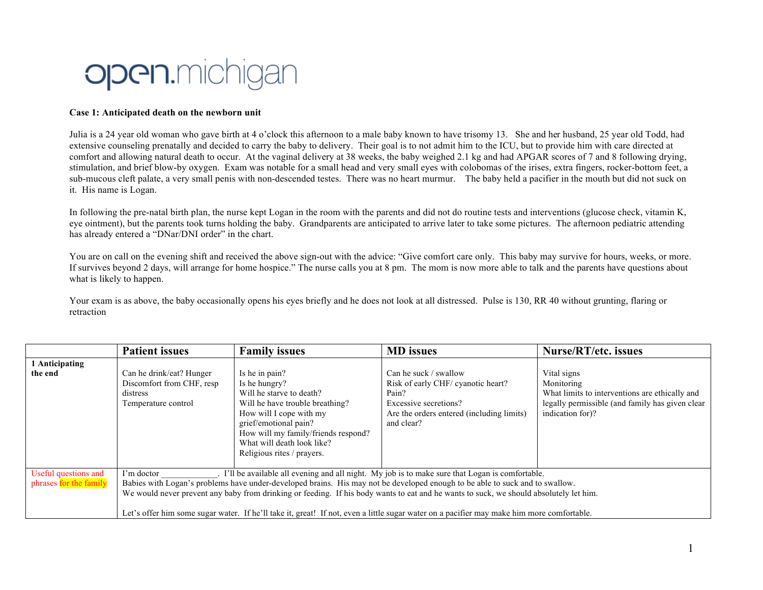open.michigan

**Case 1: Anticipated death on the newborn unit**

Julia is a 24 year old woman who gave birth at 4 o'clock this afternoon to a male baby known to have trisomy 13. She and her husband, 25 year old Todd, had extensive counseling prenatally and decided to carry the baby to delivery. Their goal is to not admit him to the ICU, but to provide him with care directed at comfort and allowing natural death to occur. At the vaginal delivery at 38 weeks, the baby weighed 2.1 kg and had APGAR scores of 7 and 8 following drying, stimulation, and brief blow-by oxygen. Exam was notable for a small head and very small eyes with colobomas of the irises, extra fingers, rocker-bottom feet, a sub-mucous cleft palate, a very small penis with non-descended testes. There was no heart murmur. The baby held a pacifier in the mouth but did not suck on it. His name is Logan.

In following the pre-natal birth plan, the nurse kept Logan in the room with the parents and did not do routine tests and interventions (glucose check, vitamin K, eye ointment), but the parents took turns holding the baby. Grandparents are anticipated to arrive later to take some pictures. The afternoon pediatric attending has already entered a "DNar/DNI order" in the chart.

You are on call on the evening shift and received the above sign-out with the advice: "Give comfort care only. This baby may survive for hours, weeks, or more. If survives beyond 2 days, will arrange for home hospice." The nurse calls you at 8 pm. The mom is now more able to talk and the parents have questions about what is likely to happen.

Your exam is as above, the baby occasionally opens his eyes briefly and he does not look at all distressed. Pulse is 130, RR 40 without grunting, flaring or retraction

| | **Patient issues** | **Family issues** | **MD issues** | **Nurse/RT/etc. issues** |
|---|---|---|---|---|
| **1 Anticipating the end** | Can he drink/eat? Hunger<br>Discomfort from CHF, resp distress<br>Temperature control | Is he in pain?<br>Is he hungry?<br>Will he starve to death?<br>Will he have trouble breathing?<br>How will I cope with my grief/emotional pain?<br>How will my family/friends respond?<br>What will death look like?<br>Religious rites / prayers. | Can he suck / swallow<br>Risk of early CHF/ cyanotic heart?<br>Pain?<br>Excessive secretions?<br>Are the orders entered (including limits) and clear? | Vital signs<br>Monitoring<br>What limits to interventions are ethically and legally permissible (and family has given clear indication for)? |
| Useful questions and phrases for the family | I'm doctor _____________. I'll be available all evening and all night. My job is to make sure that Logan is comfortable.<br>Babies with Logan's problems have under-developed brains. His may not be developed enough to be able to suck and to swallow.<br>We would never prevent any baby from drinking or feeding. If his body wants to eat and he wants to suck, we should absolutely let him.<br><br>Let's offer him some sugar water. If he'll take it, great! If not, even a little sugar water on a pacifier may make him more comfortable. | | | |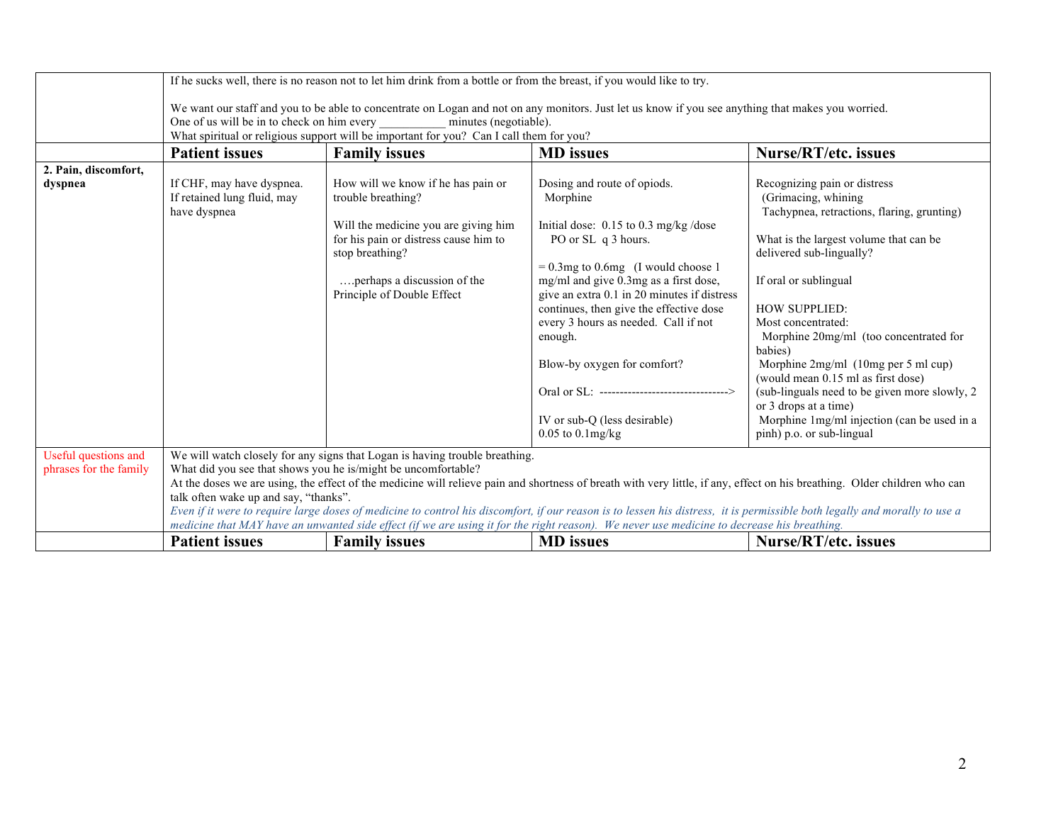| | | | | |
|---|---|---|---|---|
| | If he sucks well, there is no reason not to let him drink from a bottle or from the breast, if you would like to try.<br><br>We want our staff and you to be able to concentrate on Logan and not on any monitors. Just let us know if you see anything that makes you worried.<br>One of us will be in to check on him every ___________ minutes (negotiable).<br>What spiritual or religious support will be important for you? Can I call them for you? | | | |
| | **Patient issues** | **Family issues** | **MD issues** | **Nurse/RT/etc. issues** |
| **2. Pain, discomfort, dyspnea** | If CHF, may have dyspnea.<br>If retained lung fluid, may have dyspnea | How will we know if he has pain or trouble breathing?<br><br>Will the medicine you are giving him for his pain or distress cause him to stop breathing?<br><br>….perhaps a discussion of the Principle of Double Effect | Dosing and route of opiods.<br>Morphine<br><br>Initial dose: 0.15 to 0.3 mg/kg /dose PO or SL q 3 hours.<br><br>= 0.3mg to 0.6mg (I would choose 1 mg/ml and give 0.3mg as a first dose, give an extra 0.1 in 20 minutes if distress continues, then give the effective dose every 3 hours as needed. Call if not enough.<br><br>Blow-by oxygen for comfort?<br><br>Oral or SL: -------------------------------><br><br>IV or sub-Q (less desirable)<br>0.05 to 0.1mg/kg | Recognizing pain or distress<br>(Grimacing, whining<br>Tachypnea, retractions, flaring, grunting)<br><br>What is the largest volume that can be delivered sub-lingually?<br><br>If oral or sublingual<br><br>HOW SUPPLIED:<br>Most concentrated:<br>Morphine 20mg/ml (too concentrated for babies)<br>Morphine 2mg/ml (10mg per 5 ml cup) (would mean 0.15 ml as first dose)<br>(sub-linguals need to be given more slowly, 2 or 3 drops at a time)<br>Morphine 1mg/ml injection (can be used in a pinh) p.o. or sub-lingual |
| Useful questions and phrases for the family | We will watch closely for any signs that Logan is having trouble breathing.<br>What did you see that shows you he is/might be uncomfortable?<br>At the doses we are using, the effect of the medicine will relieve pain and shortness of breath with very little, if any, effect on his breathing. Older children who can talk often wake up and say, "thanks".<br>*Even if it were to require large doses of medicine to control his discomfort, if our reason is to lessen his distress, it is permissible both legally and morally to use a medicine that MAY have an unwanted side effect (if we are using it for the right reason). We never use medicine to decrease his breathing.* | | | |
| | **Patient issues** | **Family issues** | **MD issues** | **Nurse/RT/etc. issues** |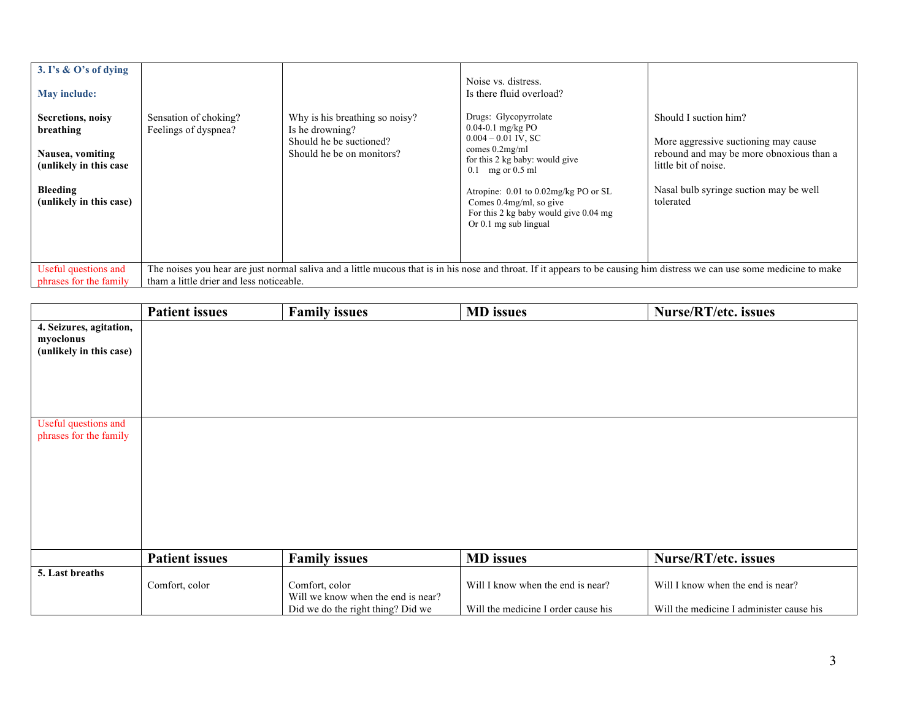| 3. I's & O's of dying<br><br>May include:<br><br>**Secretions, noisy breathing**<br><br>**Nausea, vomiting (unlikely in this case**<br><br>**Bleeding (unlikely in this case)** | Sensation of choking?<br>Feelings of dyspnea? | Why is his breathing so noisy?<br>Is he drowning?<br>Should he be suctioned?<br>Should he be on monitors? | Noise vs. distress.<br>Is there fluid overload?<br><br>Drugs: Glycopyrrolate<br>0.04-0.1 mg/kg PO<br>0.004 – 0.01 IV, SC<br>comes 0.2mg/ml<br>for this 2 kg baby: would give<br>0.1 mg or 0.5 ml<br><br>Atropine: 0.01 to 0.02mg/kg PO or SL<br>Comes 0.4mg/ml, so give<br>For this 2 kg baby would give 0.04 mg<br>Or 0.1 mg sub lingual | Should I suction him?<br><br>More aggressive suctioning may cause rebound and may be more obnoxious than a little bit of noise.<br><br>Nasal bulb syringe suction may be well tolerated |
|---|---|---|---|---|
| Useful questions and phrases for the family | The noises you hear are just normal saliva and a little mucous that is in his nose and throat. If it appears to be causing him distress we can use some medicine to make tham a little drier and less noticeable. | | | |

| | **Patient issues** | **Family issues** | **MD issues** | **Nurse/RT/etc. issues** |
|---|---|---|---|---|
| **4. Seizures, agitation, myoclonus (unlikely in this case)** | | | | |
| Useful questions and phrases for the family | | | | |
| | **Patient issues** | **Family issues** | **MD issues** | **Nurse/RT/etc. issues** |
| **5. Last breaths** | Comfort, color | Comfort, color<br>Will we know when the end is near?<br>Did we do the right thing? Did we | Will I know when the end is near?<br><br>Will the medicine I order cause his | Will I know when the end is near?<br><br>Will the medicine I administer cause his |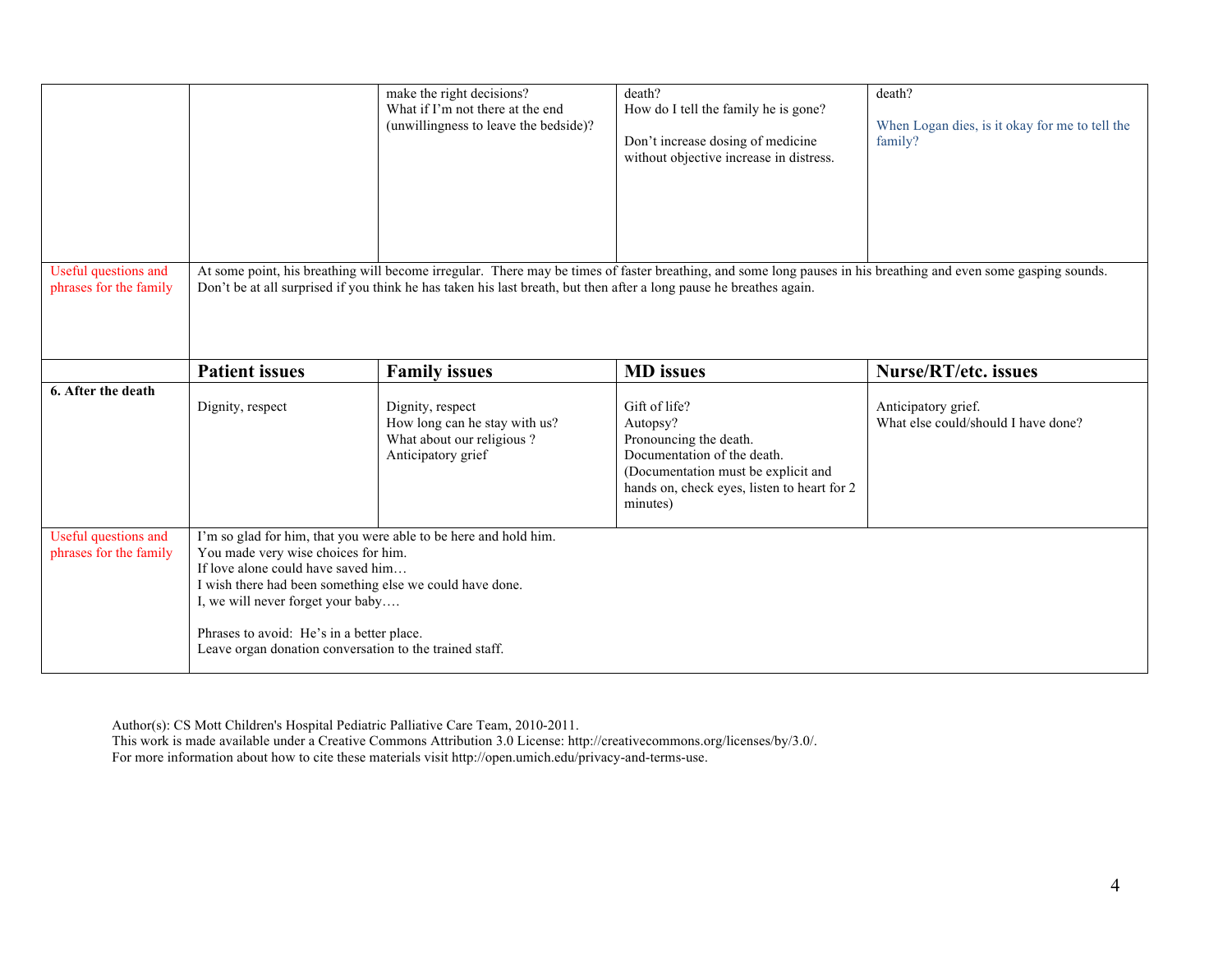| | | | | |
|---|---|---|---|---|
| | | make the right decisions?<br>What if I'm not there at the end (unwillingness to leave the bedside)? | death?<br>How do I tell the family he is gone?<br><br>Don't increase dosing of medicine without objective increase in distress. | death?<br><br>When Logan dies, is it okay for me to tell the family? |
| Useful questions and phrases for the family | At some point, his breathing will become irregular. There may be times of faster breathing, and some long pauses in his breathing and even some gasping sounds. Don't be at all surprised if you think he has taken his last breath, but then after a long pause he breathes again. | | | |
| | **Patient issues** | **Family issues** | **MD issues** | **Nurse/RT/etc. issues** |
| **6. After the death** | Dignity, respect | Dignity, respect<br>How long can he stay with us?<br>What about our religious ?<br>Anticipatory grief | Gift of life?<br>Autopsy?<br>Pronouncing the death.<br>Documentation of the death.<br>(Documentation must be explicit and hands on, check eyes, listen to heart for 2 minutes) | Anticipatory grief.<br>What else could/should I have done? |
| Useful questions and phrases for the family | I'm so glad for him, that you were able to be here and hold him.<br>You made very wise choices for him.<br>If love alone could have saved him…<br>I wish there had been something else we could have done.<br>I, we will never forget your baby….<br><br>Phrases to avoid: He's in a better place.<br>Leave organ donation conversation to the trained staff. | | | |

Author(s): CS Mott Children's Hospital Pediatric Palliative Care Team, 2010-2011.
This work is made available under a Creative Commons Attribution 3.0 License: http://creativecommons.org/licenses/by/3.0/.
For more information about how to cite these materials visit http://open.umich.edu/privacy-and-terms-use.